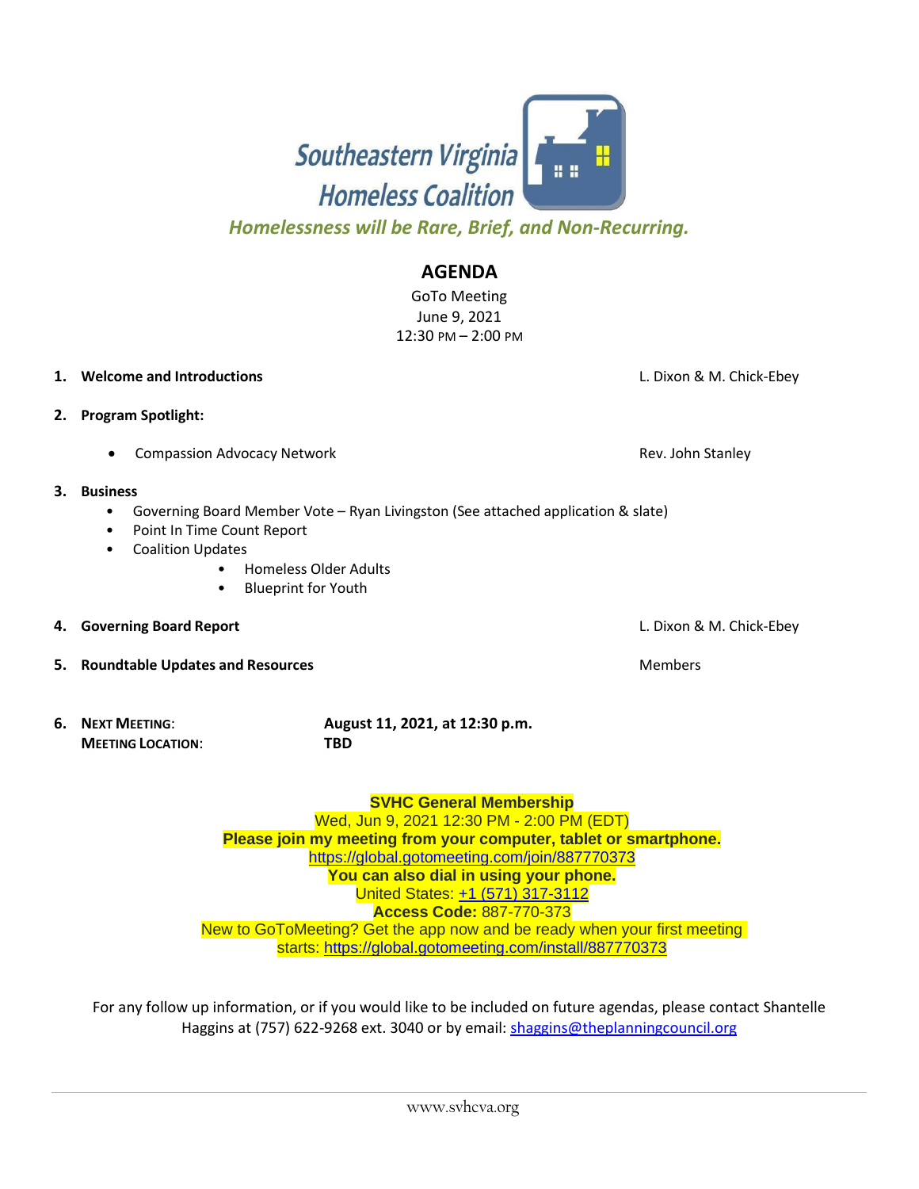Southeastern Virginia Homeless Coalition

*Homelessness will be Rare, Brief, and Non-Recurring.*

# AGENDA

GoTo Meeting
June 9, 2021
12:30 PM – 2:00 PM

1. **Welcome and Introductions** — L. Dixon & M. Chick-Ebey

2. **Program Spotlight:**
   - Compassion Advocacy Network — Rev. John Stanley

3. **Business**
   - Governing Board Member Vote – Ryan Livingston (See attached application & slate)
   - Point In Time Count Report
   - Coalition Updates
     - Homeless Older Adults
     - Blueprint for Youth

4. **Governing Board Report** — L. Dixon & M. Chick-Ebey

5. **Roundtable Updates and Resources** — Members

6. **NEXT MEETING**: **August 11, 2021, at 12:30 p.m.**
   **MEETING LOCATION**: **TBD**

**SVHC General Membership**
Wed, Jun 9, 2021 12:30 PM - 2:00 PM (EDT)
**Please join my meeting from your computer, tablet or smartphone.**
https://global.gotomeeting.com/join/887770373
**You can also dial in using your phone.**
United States: +1 (571) 317-3112
**Access Code:** 887-770-373
New to GoToMeeting? Get the app now and be ready when your first meeting starts: https://global.gotomeeting.com/install/887770373

For any follow up information, or if you would like to be included on future agendas, please contact Shantelle Haggins at (757) 622-9268 ext. 3040 or by email: shaggins@theplanningcouncil.org

www.svhcva.org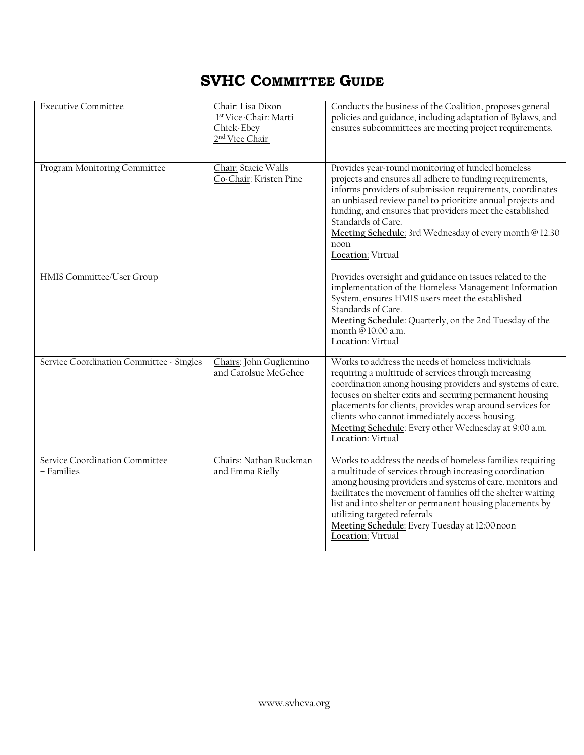# SVHC Committee Guide

| | | |
|---|---|---|
| Executive Committee | Chair: Lisa Dixon<br>1st Vice-Chair: Marti Chick-Ebey<br>2nd Vice Chair | Conducts the business of the Coalition, proposes general policies and guidance, including adaptation of Bylaws, and ensures subcommittees are meeting project requirements. |
| Program Monitoring Committee | Chair: Stacie Walls<br>Co-Chair: Kristen Pine | Provides year-round monitoring of funded homeless projects and ensures all adhere to funding requirements, informs providers of submission requirements, coordinates an unbiased review panel to prioritize annual projects and funding, and ensures that providers meet the established Standards of Care.<br>**Meeting Schedule**: 3rd Wednesday of every month @ 12:30 noon<br>**Location**: Virtual |
| HMIS Committee/User Group | | Provides oversight and guidance on issues related to the implementation of the Homeless Management Information System, ensures HMIS users meet the established Standards of Care.<br>**Meeting Schedule**: Quarterly, on the 2nd Tuesday of the month @ 10:00 a.m.<br>**Location**: Virtual |
| Service Coordination Committee - Singles | Chairs: John Gugliemino and Carolsue McGehee | Works to address the needs of homeless individuals requiring a multitude of services through increasing coordination among housing providers and systems of care, focuses on shelter exits and securing permanent housing placements for clients, provides wrap around services for clients who cannot immediately access housing.<br>**Meeting Schedule**: Every other Wednesday at 9:00 a.m.<br>**Location**: Virtual |
| Service Coordination Committee – Families | Chairs: Nathan Ruckman and Emma Rielly | Works to address the needs of homeless families requiring a multitude of services through increasing coordination among housing providers and systems of care, monitors and facilitates the movement of families off the shelter waiting list and into shelter or permanent housing placements by utilizing targeted referrals<br>**Meeting Schedule**: Every Tuesday at 12:00 noon -<br>**Location**: Virtual |